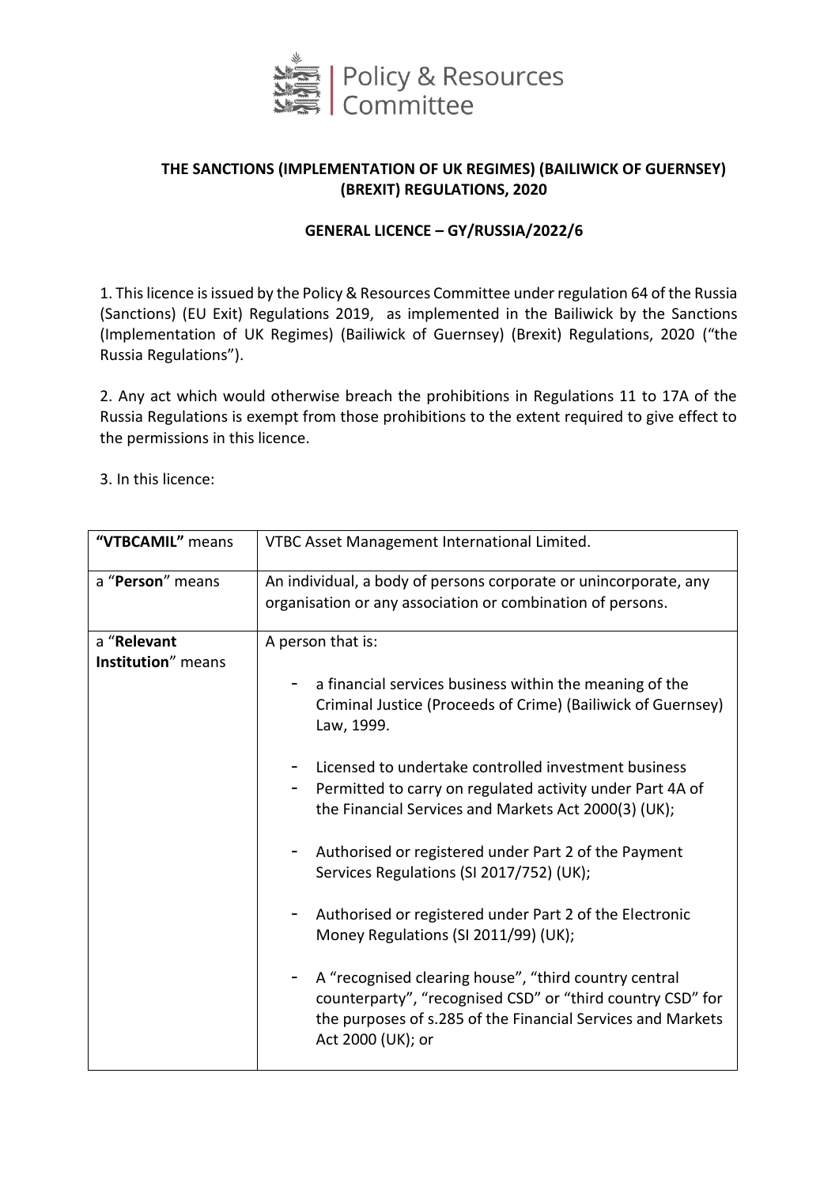Policy & Resources Committee

**THE SANCTIONS (IMPLEMENTATION OF UK REGIMES) (BAILIWICK OF GUERNSEY) (BREXIT) REGULATIONS, 2020**

**GENERAL LICENCE – GY/RUSSIA/2022/6**

1. This licence is issued by the Policy & Resources Committee under regulation 64 of the Russia (Sanctions) (EU Exit) Regulations 2019, as implemented in the Bailiwick by the Sanctions (Implementation of UK Regimes) (Bailiwick of Guernsey) (Brexit) Regulations, 2020 ("the Russia Regulations").

2. Any act which would otherwise breach the prohibitions in Regulations 11 to 17A of the Russia Regulations is exempt from those prohibitions to the extent required to give effect to the permissions in this licence.

3. In this licence:

| | |
|---|---|
| **"VTBCAMIL"** means | VTBC Asset Management International Limited. |
| a "**Person**" means | An individual, a body of persons corporate or unincorporate, any organisation or any association or combination of persons. |
| a "**Relevant Institution**" means | A person that is:<br><br>- a financial services business within the meaning of the Criminal Justice (Proceeds of Crime) (Bailiwick of Guernsey) Law, 1999.<br><br>- Licensed to undertake controlled investment business<br>- Permitted to carry on regulated activity under Part 4A of the Financial Services and Markets Act 2000(3) (UK);<br><br>- Authorised or registered under Part 2 of the Payment Services Regulations (SI 2017/752) (UK);<br><br>- Authorised or registered under Part 2 of the Electronic Money Regulations (SI 2011/99) (UK);<br><br>- A "recognised clearing house", "third country central counterparty", "recognised CSD" or "third country CSD" for the purposes of s.285 of the Financial Services and Markets Act 2000 (UK); or |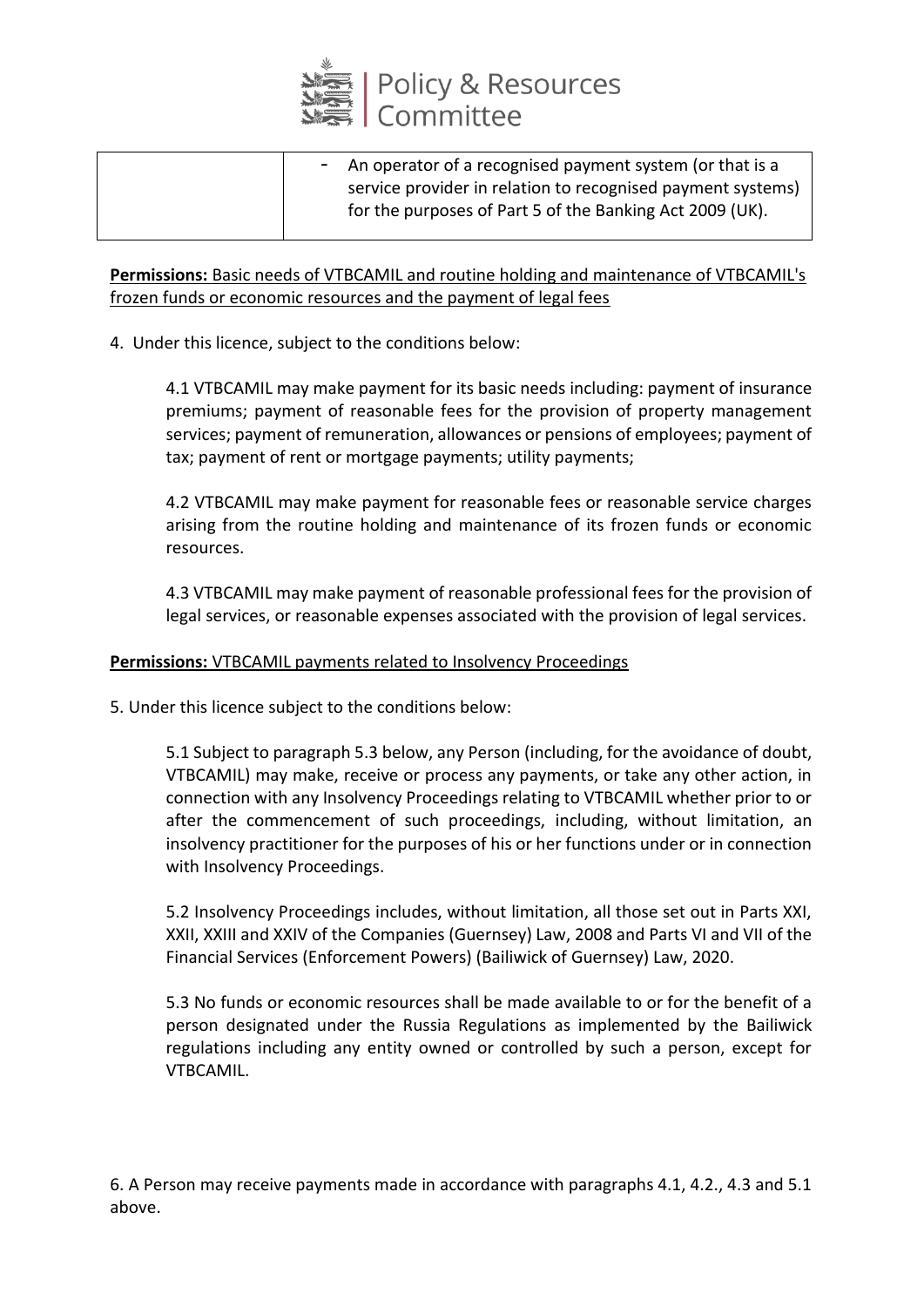| | - An operator of a recognised payment system (or that is a service provider in relation to recognised payment systems) for the purposes of Part 5 of the Banking Act 2009 (UK). |
|---|---|

**Permissions:** Basic needs of VTBCAMIL and routine holding and maintenance of VTBCAMIL's frozen funds or economic resources and the payment of legal fees

4. Under this licence, subject to the conditions below:

4.1 VTBCAMIL may make payment for its basic needs including: payment of insurance premiums; payment of reasonable fees for the provision of property management services; payment of remuneration, allowances or pensions of employees; payment of tax; payment of rent or mortgage payments; utility payments;

4.2 VTBCAMIL may make payment for reasonable fees or reasonable service charges arising from the routine holding and maintenance of its frozen funds or economic resources.

4.3 VTBCAMIL may make payment of reasonable professional fees for the provision of legal services, or reasonable expenses associated with the provision of legal services.

**Permissions:** VTBCAMIL payments related to Insolvency Proceedings

5. Under this licence subject to the conditions below:

5.1 Subject to paragraph 5.3 below, any Person (including, for the avoidance of doubt, VTBCAMIL) may make, receive or process any payments, or take any other action, in connection with any Insolvency Proceedings relating to VTBCAMIL whether prior to or after the commencement of such proceedings, including, without limitation, an insolvency practitioner for the purposes of his or her functions under or in connection with Insolvency Proceedings.

5.2 Insolvency Proceedings includes, without limitation, all those set out in Parts XXI, XXII, XXIII and XXIV of the Companies (Guernsey) Law, 2008 and Parts VI and VII of the Financial Services (Enforcement Powers) (Bailiwick of Guernsey) Law, 2020.

5.3 No funds or economic resources shall be made available to or for the benefit of a person designated under the Russia Regulations as implemented by the Bailiwick regulations including any entity owned or controlled by such a person, except for VTBCAMIL.

6. A Person may receive payments made in accordance with paragraphs 4.1, 4.2., 4.3 and 5.1 above.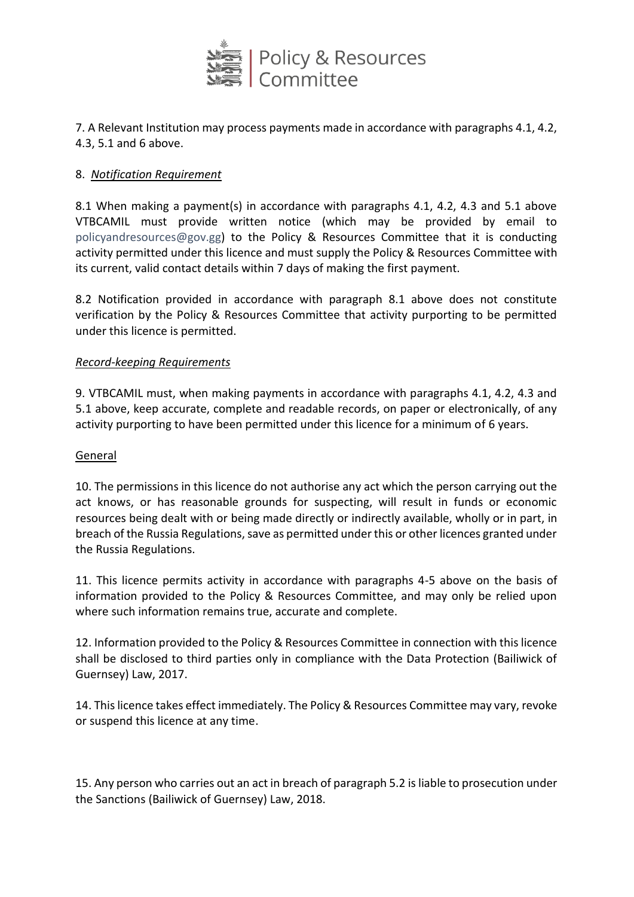7. A Relevant Institution may process payments made in accordance with paragraphs 4.1, 4.2, 4.3, 5.1 and 6 above.

8. *Notification Requirement*

8.1 When making a payment(s) in accordance with paragraphs 4.1, 4.2, 4.3 and 5.1 above VTBCAMIL must provide written notice (which may be provided by email to policyandresources@gov.gg) to the Policy & Resources Committee that it is conducting activity permitted under this licence and must supply the Policy & Resources Committee with its current, valid contact details within 7 days of making the first payment.

8.2 Notification provided in accordance with paragraph 8.1 above does not constitute verification by the Policy & Resources Committee that activity purporting to be permitted under this licence is permitted.

*Record-keeping Requirements*

9. VTBCAMIL must, when making payments in accordance with paragraphs 4.1, 4.2, 4.3 and 5.1 above, keep accurate, complete and readable records, on paper or electronically, of any activity purporting to have been permitted under this licence for a minimum of 6 years.

General

10. The permissions in this licence do not authorise any act which the person carrying out the act knows, or has reasonable grounds for suspecting, will result in funds or economic resources being dealt with or being made directly or indirectly available, wholly or in part, in breach of the Russia Regulations, save as permitted under this or other licences granted under the Russia Regulations.

11. This licence permits activity in accordance with paragraphs 4-5 above on the basis of information provided to the Policy & Resources Committee, and may only be relied upon where such information remains true, accurate and complete.

12. Information provided to the Policy & Resources Committee in connection with this licence shall be disclosed to third parties only in compliance with the Data Protection (Bailiwick of Guernsey) Law, 2017.

14. This licence takes effect immediately. The Policy & Resources Committee may vary, revoke or suspend this licence at any time.

15. Any person who carries out an act in breach of paragraph 5.2 is liable to prosecution under the Sanctions (Bailiwick of Guernsey) Law, 2018.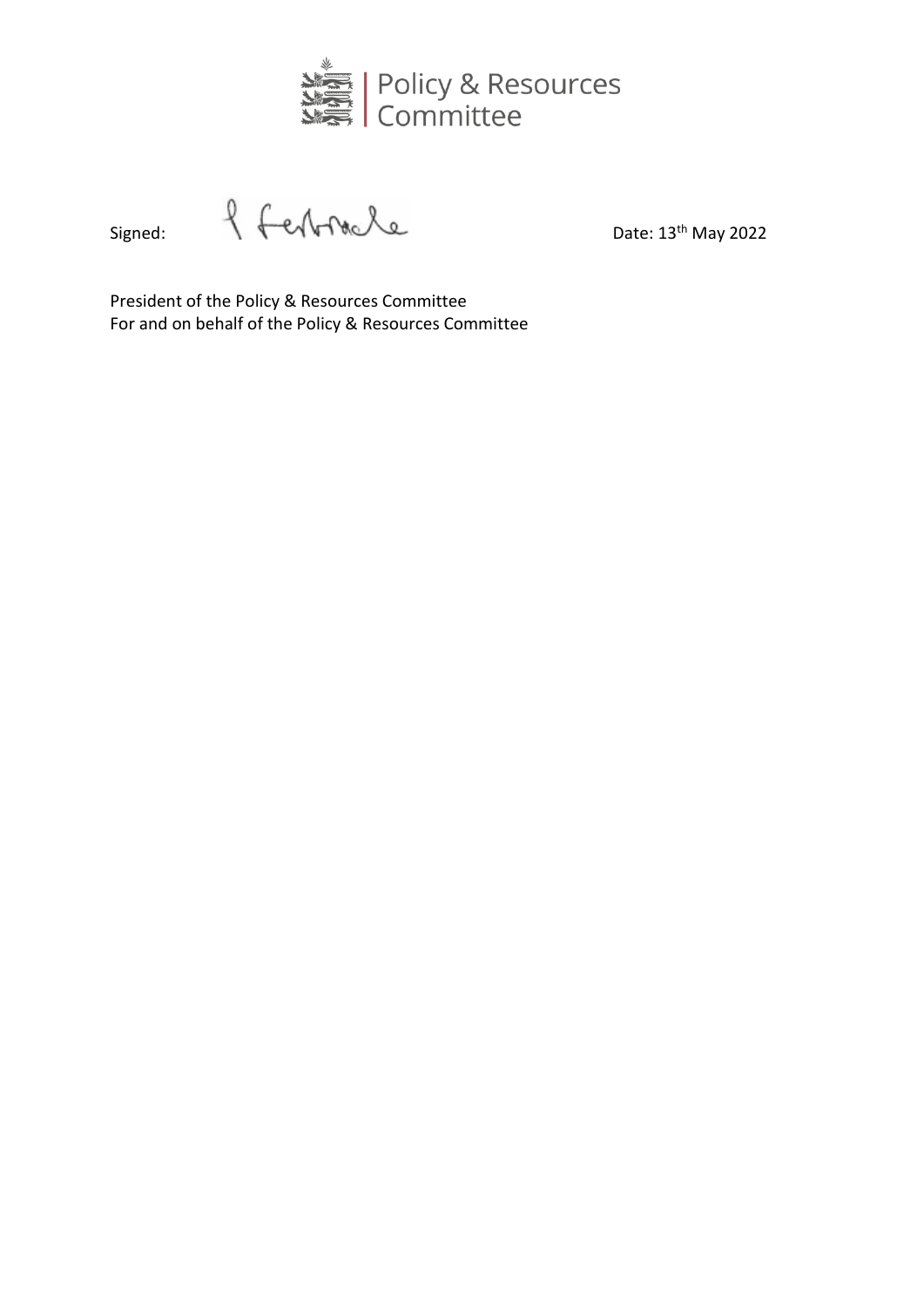Policy & Resources Committee

Signed: Date: 13th May 2022

President of the Policy & Resources Committee
For and on behalf of the Policy & Resources Committee